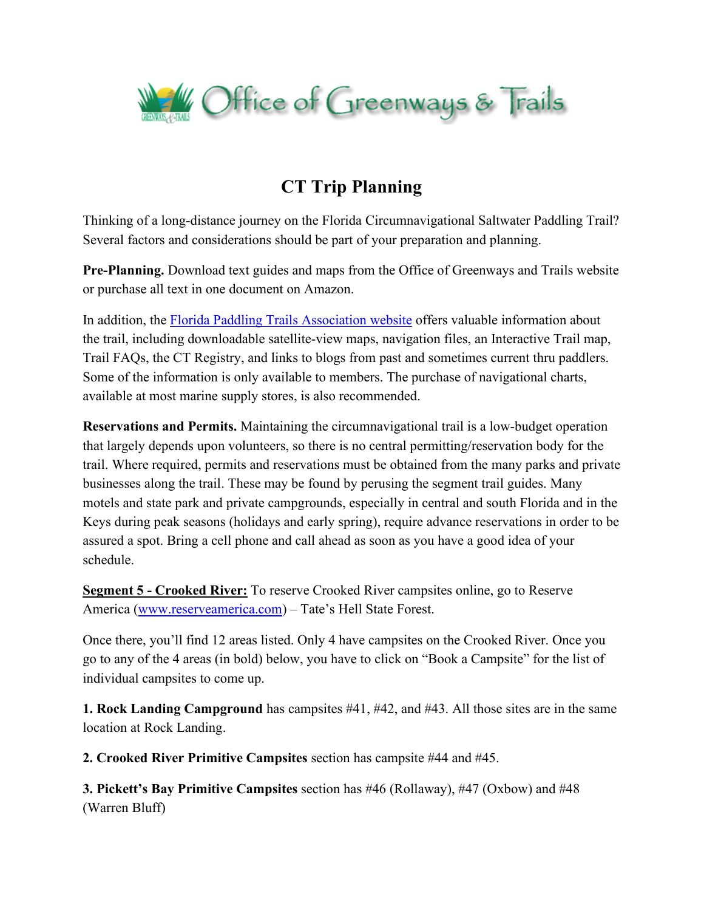Office of Greenways & Trails

# CT Trip Planning

Thinking of a long-distance journey on the Florida Circumnavigational Saltwater Paddling Trail? Several factors and considerations should be part of your preparation and planning.

**Pre-Planning.** Download text guides and maps from the Office of Greenways and Trails website or purchase all text in one document on Amazon.

In addition, the Florida Paddling Trails Association website offers valuable information about the trail, including downloadable satellite-view maps, navigation files, an Interactive Trail map, Trail FAQs, the CT Registry, and links to blogs from past and sometimes current thru paddlers. Some of the information is only available to members. The purchase of navigational charts, available at most marine supply stores, is also recommended.

**Reservations and Permits.** Maintaining the circumnavigational trail is a low-budget operation that largely depends upon volunteers, so there is no central permitting/reservation body for the trail. Where required, permits and reservations must be obtained from the many parks and private businesses along the trail. These may be found by perusing the segment trail guides. Many motels and state park and private campgrounds, especially in central and south Florida and in the Keys during peak seasons (holidays and early spring), require advance reservations in order to be assured a spot. Bring a cell phone and call ahead as soon as you have a good idea of your schedule.

**Segment 5 - Crooked River:** To reserve Crooked River campsites online, go to Reserve America (www.reserveamerica.com) – Tate's Hell State Forest.

Once there, you'll find 12 areas listed. Only 4 have campsites on the Crooked River. Once you go to any of the 4 areas (in bold) below, you have to click on "Book a Campsite" for the list of individual campsites to come up.

**1. Rock Landing Campground** has campsites #41, #42, and #43. All those sites are in the same location at Rock Landing.

**2. Crooked River Primitive Campsites** section has campsite #44 and #45.

**3. Pickett's Bay Primitive Campsites** section has #46 (Rollaway), #47 (Oxbow) and #48 (Warren Bluff)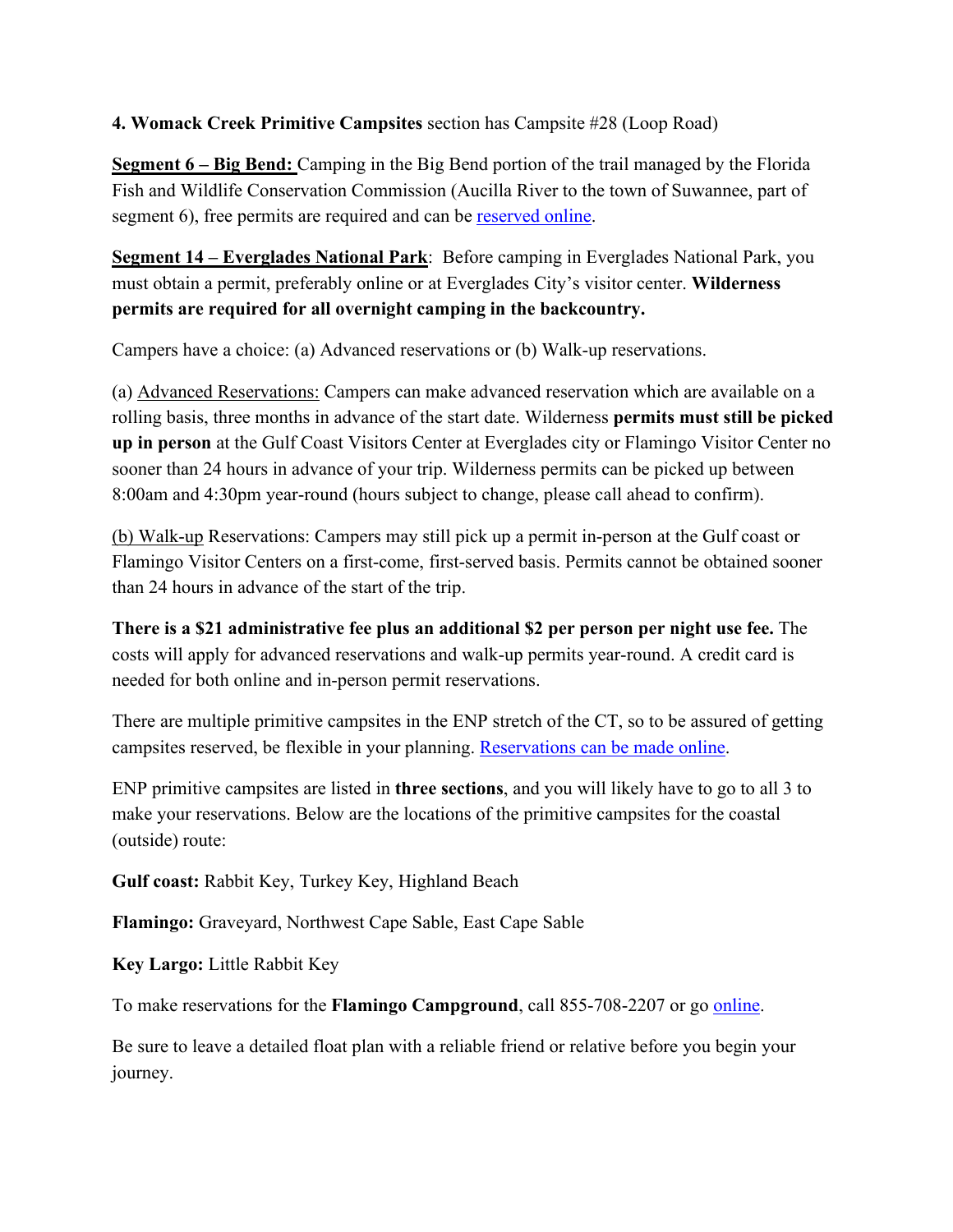**4. Womack Creek Primitive Campsites** section has Campsite #28 (Loop Road)

**Segment 6 – Big Bend:** Camping in the Big Bend portion of the trail managed by the Florida Fish and Wildlife Conservation Commission (Aucilla River to the town of Suwannee, part of segment 6), free permits are required and can be reserved online.

**Segment 14 – Everglades National Park**: Before camping in Everglades National Park, you must obtain a permit, preferably online or at Everglades City's visitor center. **Wilderness permits are required for all overnight camping in the backcountry.**

Campers have a choice: (a) Advanced reservations or (b) Walk-up reservations.

(a) Advanced Reservations: Campers can make advanced reservation which are available on a rolling basis, three months in advance of the start date. Wilderness **permits must still be picked up in person** at the Gulf Coast Visitors Center at Everglades city or Flamingo Visitor Center no sooner than 24 hours in advance of your trip. Wilderness permits can be picked up between 8:00am and 4:30pm year-round (hours subject to change, please call ahead to confirm).

(b) Walk-up Reservations: Campers may still pick up a permit in-person at the Gulf coast or Flamingo Visitor Centers on a first-come, first-served basis. Permits cannot be obtained sooner than 24 hours in advance of the start of the trip.

**There is a $21 administrative fee plus an additional $2 per person per night use fee.** The costs will apply for advanced reservations and walk-up permits year-round. A credit card is needed for both online and in-person permit reservations.

There are multiple primitive campsites in the ENP stretch of the CT, so to be assured of getting campsites reserved, be flexible in your planning. Reservations can be made online.

ENP primitive campsites are listed in **three sections**, and you will likely have to go to all 3 to make your reservations. Below are the locations of the primitive campsites for the coastal (outside) route:

**Gulf coast:** Rabbit Key, Turkey Key, Highland Beach

**Flamingo:** Graveyard, Northwest Cape Sable, East Cape Sable

**Key Largo:** Little Rabbit Key

To make reservations for the **Flamingo Campground**, call 855-708-2207 or go online.

Be sure to leave a detailed float plan with a reliable friend or relative before you begin your journey.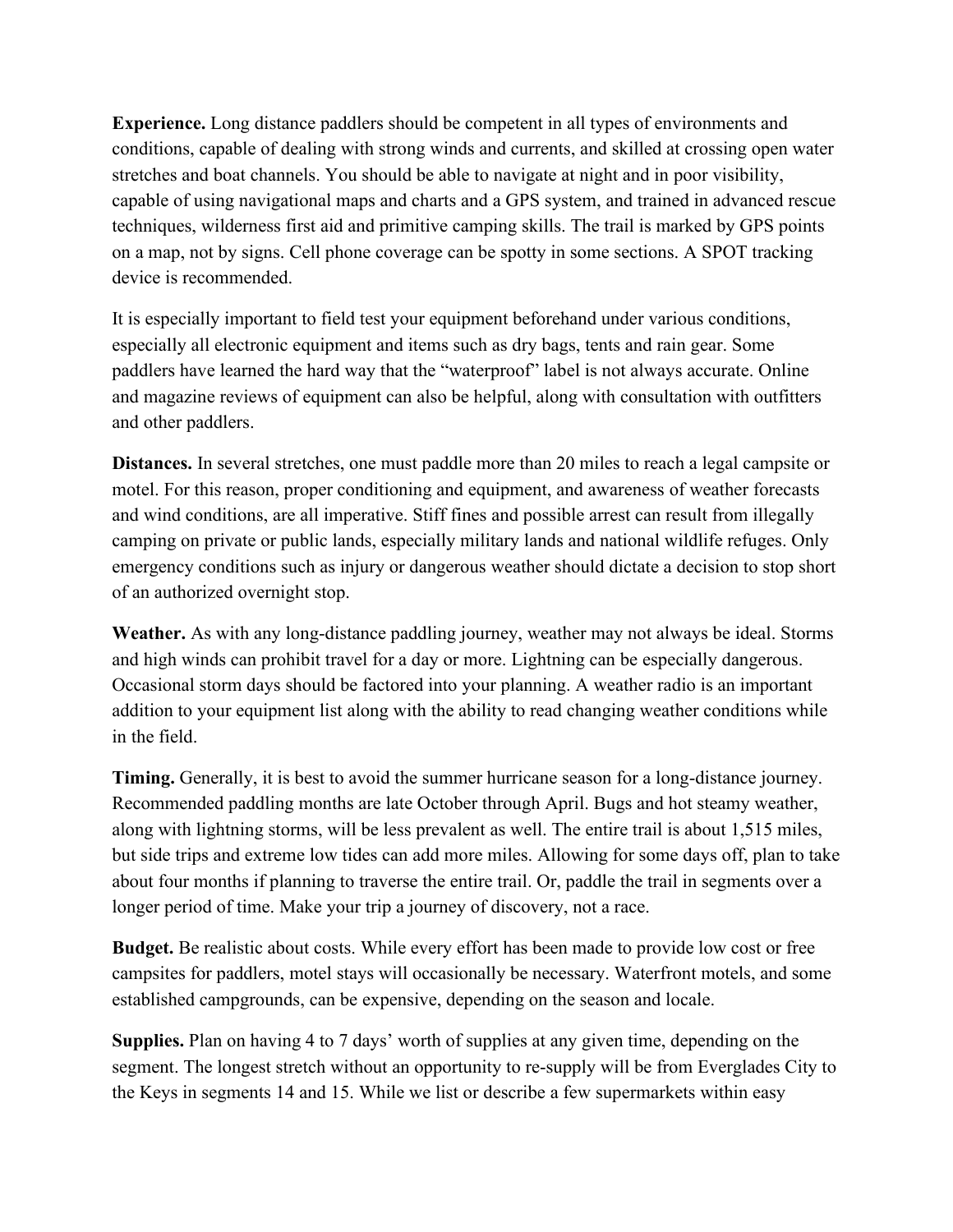**Experience.** Long distance paddlers should be competent in all types of environments and conditions, capable of dealing with strong winds and currents, and skilled at crossing open water stretches and boat channels. You should be able to navigate at night and in poor visibility, capable of using navigational maps and charts and a GPS system, and trained in advanced rescue techniques, wilderness first aid and primitive camping skills. The trail is marked by GPS points on a map, not by signs. Cell phone coverage can be spotty in some sections. A SPOT tracking device is recommended.

It is especially important to field test your equipment beforehand under various conditions, especially all electronic equipment and items such as dry bags, tents and rain gear. Some paddlers have learned the hard way that the "waterproof" label is not always accurate. Online and magazine reviews of equipment can also be helpful, along with consultation with outfitters and other paddlers.

**Distances.** In several stretches, one must paddle more than 20 miles to reach a legal campsite or motel. For this reason, proper conditioning and equipment, and awareness of weather forecasts and wind conditions, are all imperative. Stiff fines and possible arrest can result from illegally camping on private or public lands, especially military lands and national wildlife refuges. Only emergency conditions such as injury or dangerous weather should dictate a decision to stop short of an authorized overnight stop.

**Weather.** As with any long-distance paddling journey, weather may not always be ideal. Storms and high winds can prohibit travel for a day or more. Lightning can be especially dangerous. Occasional storm days should be factored into your planning. A weather radio is an important addition to your equipment list along with the ability to read changing weather conditions while in the field.

**Timing.** Generally, it is best to avoid the summer hurricane season for a long-distance journey. Recommended paddling months are late October through April. Bugs and hot steamy weather, along with lightning storms, will be less prevalent as well. The entire trail is about 1,515 miles, but side trips and extreme low tides can add more miles. Allowing for some days off, plan to take about four months if planning to traverse the entire trail. Or, paddle the trail in segments over a longer period of time. Make your trip a journey of discovery, not a race.

**Budget.** Be realistic about costs. While every effort has been made to provide low cost or free campsites for paddlers, motel stays will occasionally be necessary. Waterfront motels, and some established campgrounds, can be expensive, depending on the season and locale.

**Supplies.** Plan on having 4 to 7 days' worth of supplies at any given time, depending on the segment. The longest stretch without an opportunity to re-supply will be from Everglades City to the Keys in segments 14 and 15. While we list or describe a few supermarkets within easy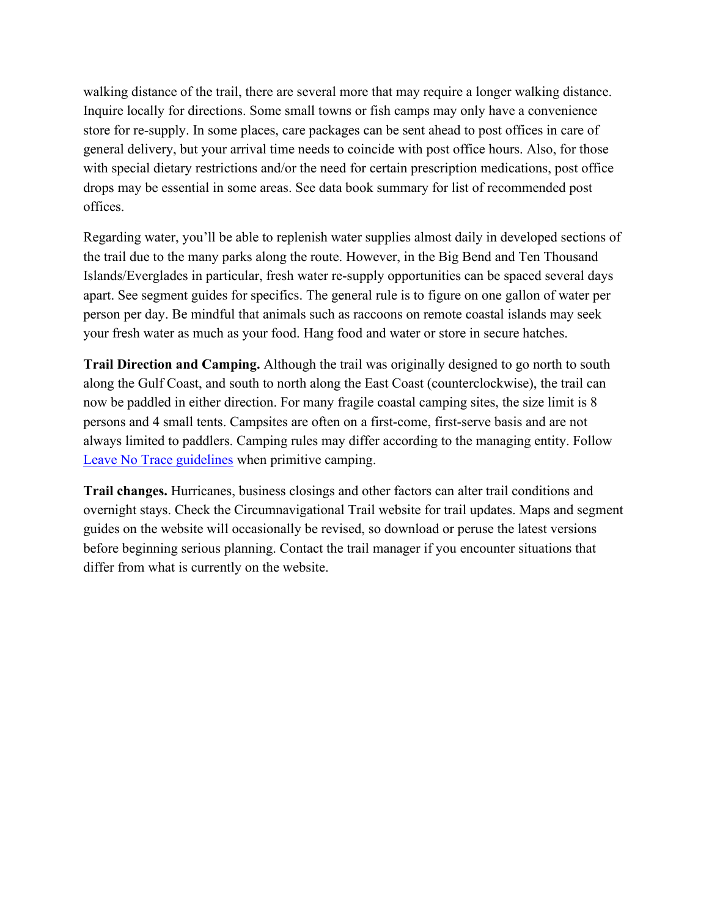walking distance of the trail, there are several more that may require a longer walking distance. Inquire locally for directions. Some small towns or fish camps may only have a convenience store for re-supply. In some places, care packages can be sent ahead to post offices in care of general delivery, but your arrival time needs to coincide with post office hours. Also, for those with special dietary restrictions and/or the need for certain prescription medications, post office drops may be essential in some areas. See data book summary for list of recommended post offices.

Regarding water, you'll be able to replenish water supplies almost daily in developed sections of the trail due to the many parks along the route. However, in the Big Bend and Ten Thousand Islands/Everglades in particular, fresh water re-supply opportunities can be spaced several days apart. See segment guides for specifics. The general rule is to figure on one gallon of water per person per day. Be mindful that animals such as raccoons on remote coastal islands may seek your fresh water as much as your food. Hang food and water or store in secure hatches.

**Trail Direction and Camping.** Although the trail was originally designed to go north to south along the Gulf Coast, and south to north along the East Coast (counterclockwise), the trail can now be paddled in either direction. For many fragile coastal camping sites, the size limit is 8 persons and 4 small tents. Campsites are often on a first-come, first-serve basis and are not always limited to paddlers. Camping rules may differ according to the managing entity. Follow Leave No Trace guidelines when primitive camping.

**Trail changes.** Hurricanes, business closings and other factors can alter trail conditions and overnight stays. Check the Circumnavigational Trail website for trail updates. Maps and segment guides on the website will occasionally be revised, so download or peruse the latest versions before beginning serious planning. Contact the trail manager if you encounter situations that differ from what is currently on the website.